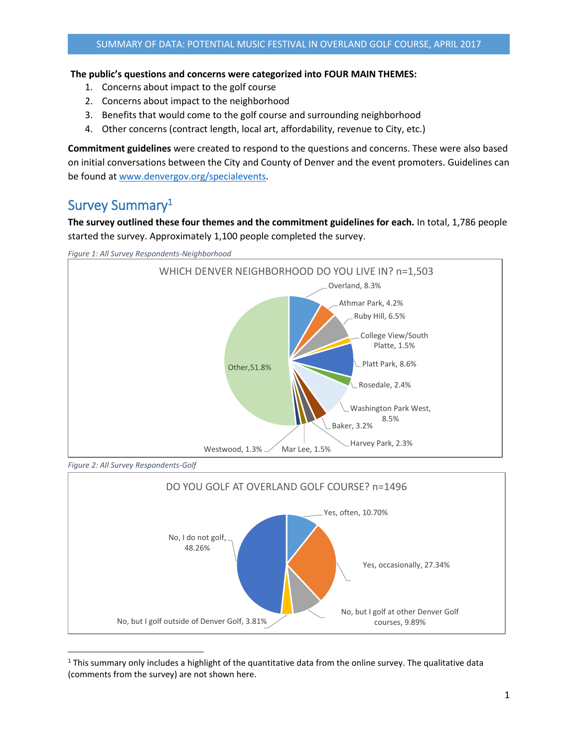## SUMMARY OF DATA: POTENTIAL MUSIC FESTIVAL IN OVERLAND GOLF COURSE, APRIL 2017

**The public's questions and concerns were categorized into FOUR MAIN THEMES:**

1. Concerns about impact to the golf course
2. Concerns about impact to the neighborhood
3. Benefits that would come to the golf course and surrounding neighborhood
4. Other concerns (contract length, local art, affordability, revenue to City, etc.)

**Commitment guidelines** were created to respond to the questions and concerns. These were also based on initial conversations between the City and County of Denver and the event promoters. Guidelines can be found at www.denvergov.org/specialevents.

## Survey Summary[1]

**The survey outlined these four themes and the commitment guidelines for each.** In total, 1,786 people started the survey. Approximately 1,100 people completed the survey.

*Figure 1: All Survey Respondents-Neighborhood*

WHICH DENVER NEIGHBORHOOD DO YOU LIVE IN? n=1,503

| Neighborhood | Percent |
| --- | --- |
| Overland | 8.3% |
| Athmar Park | 4.2% |
| Ruby Hill | 6.5% |
| College View/South Platte | 1.5% |
| Platt Park | 8.6% |
| Rosedale | 2.4% |
| Washington Park West | 8.5% |
| Baker | 3.2% |
| Harvey Park | 2.3% |
| Mar Lee | 1.5% |
| Westwood | 1.3% |
| Other | 51.8% |

*Figure 2: All Survey Respondents-Golf*

DO YOU GOLF AT OVERLAND GOLF COURSE? n=1496

| Response | Percent |
| --- | --- |
| Yes, often | 10.70% |
| Yes, occasionally | 27.34% |
| No, but I golf at other Denver Golf courses | 9.89% |
| No, but I golf outside of Denver Golf | 3.81% |
| No, I do not golf | 48.26% |

[1] This summary only includes a highlight of the quantitative data from the online survey. The qualitative data (comments from the survey) are not shown here.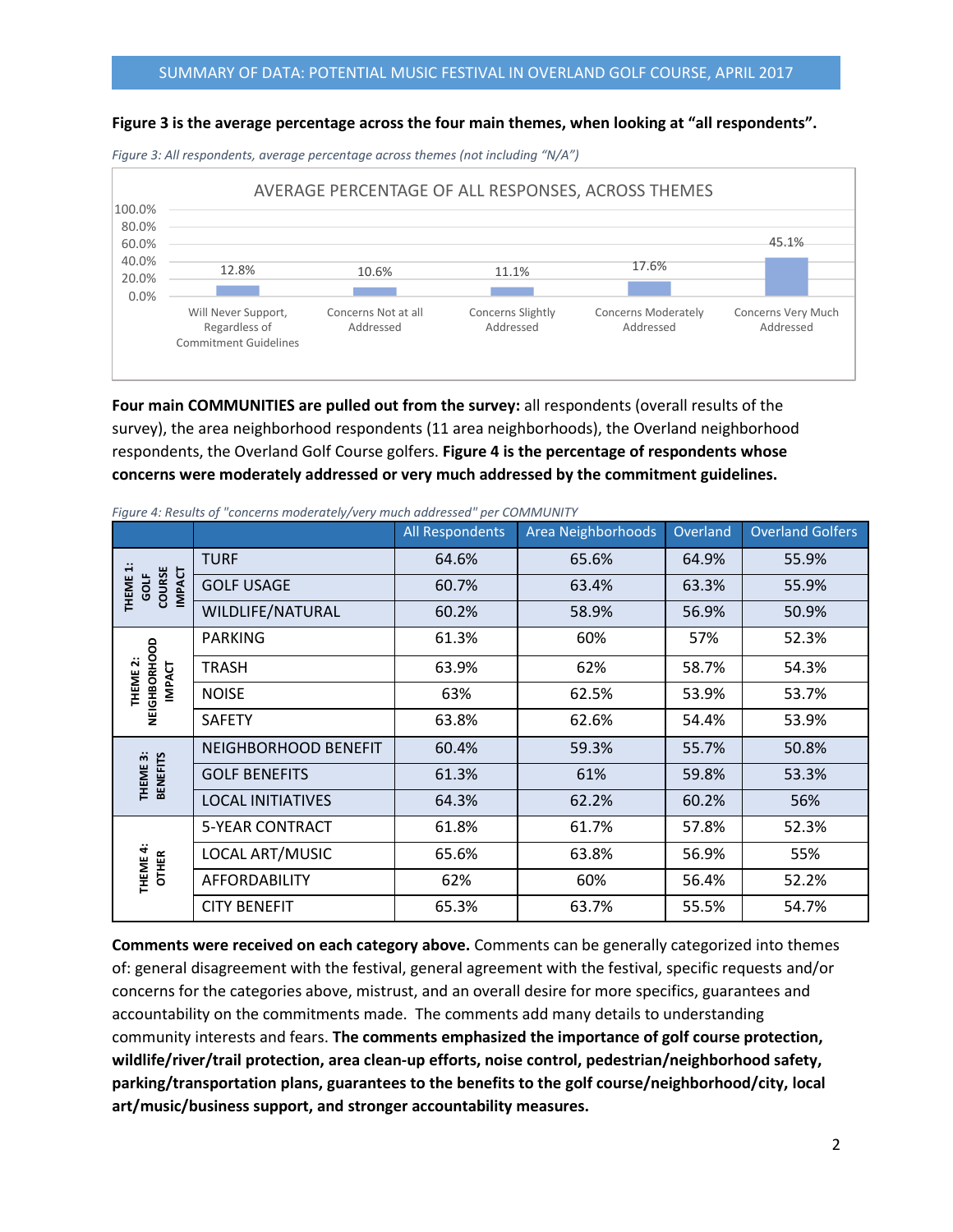**Figure 3 is the average percentage across the four main themes, when looking at "all respondents".**

*Figure 3: All respondents, average percentage across themes (not including "N/A")*

AVERAGE PERCENTAGE OF ALL RESPONSES, ACROSS THEMES

| Will Never Support, Regardless of Commitment Guidelines | Concerns Not at all Addressed | Concerns Slightly Addressed | Concerns Moderately Addressed | Concerns Very Much Addressed |
|---|---|---|---|---|
| 12.8% | 10.6% | 11.1% | 17.6% | 45.1% |

**Four main COMMUNITIES are pulled out from the survey:** all respondents (overall results of the survey), the area neighborhood respondents (11 area neighborhoods), the Overland neighborhood respondents, the Overland Golf Course golfers. **Figure 4 is the percentage of respondents whose concerns were moderately addressed or very much addressed by the commitment guidelines.**

*Figure 4: Results of "concerns moderately/very much addressed" per COMMUNITY*

| | | All Respondents | Area Neighborhoods | Overland | Overland Golfers |
|---|---|---|---|---|---|
| THEME 1: GOLF COURSE IMPACT | TURF | 64.6% | 65.6% | 64.9% | 55.9% |
| | GOLF USAGE | 60.7% | 63.4% | 63.3% | 55.9% |
| | WILDLIFE/NATURAL | 60.2% | 58.9% | 56.9% | 50.9% |
| THEME 2: NEIGHBORHOOD IMPACT | PARKING | 61.3% | 60% | 57% | 52.3% |
| | TRASH | 63.9% | 62% | 58.7% | 54.3% |
| | NOISE | 63% | 62.5% | 53.9% | 53.7% |
| | SAFETY | 63.8% | 62.6% | 54.4% | 53.9% |
| THEME 3: BENEFITS | NEIGHBORHOOD BENEFIT | 60.4% | 59.3% | 55.7% | 50.8% |
| | GOLF BENEFITS | 61.3% | 61% | 59.8% | 53.3% |
| | LOCAL INITIATIVES | 64.3% | 62.2% | 60.2% | 56% |
| THEME 4: OTHER | 5-YEAR CONTRACT | 61.8% | 61.7% | 57.8% | 52.3% |
| | LOCAL ART/MUSIC | 65.6% | 63.8% | 56.9% | 55% |
| | AFFORDABILITY | 62% | 60% | 56.4% | 52.2% |
| | CITY BENEFIT | 65.3% | 63.7% | 55.5% | 54.7% |

**Comments were received on each category above.** Comments can be generally categorized into themes of: general disagreement with the festival, general agreement with the festival, specific requests and/or concerns for the categories above, mistrust, and an overall desire for more specifics, guarantees and accountability on the commitments made. The comments add many details to understanding community interests and fears. **The comments emphasized the importance of golf course protection, wildlife/river/trail protection, area clean-up efforts, noise control, pedestrian/neighborhood safety, parking/transportation plans, guarantees to the benefits to the golf course/neighborhood/city, local art/music/business support, and stronger accountability measures.**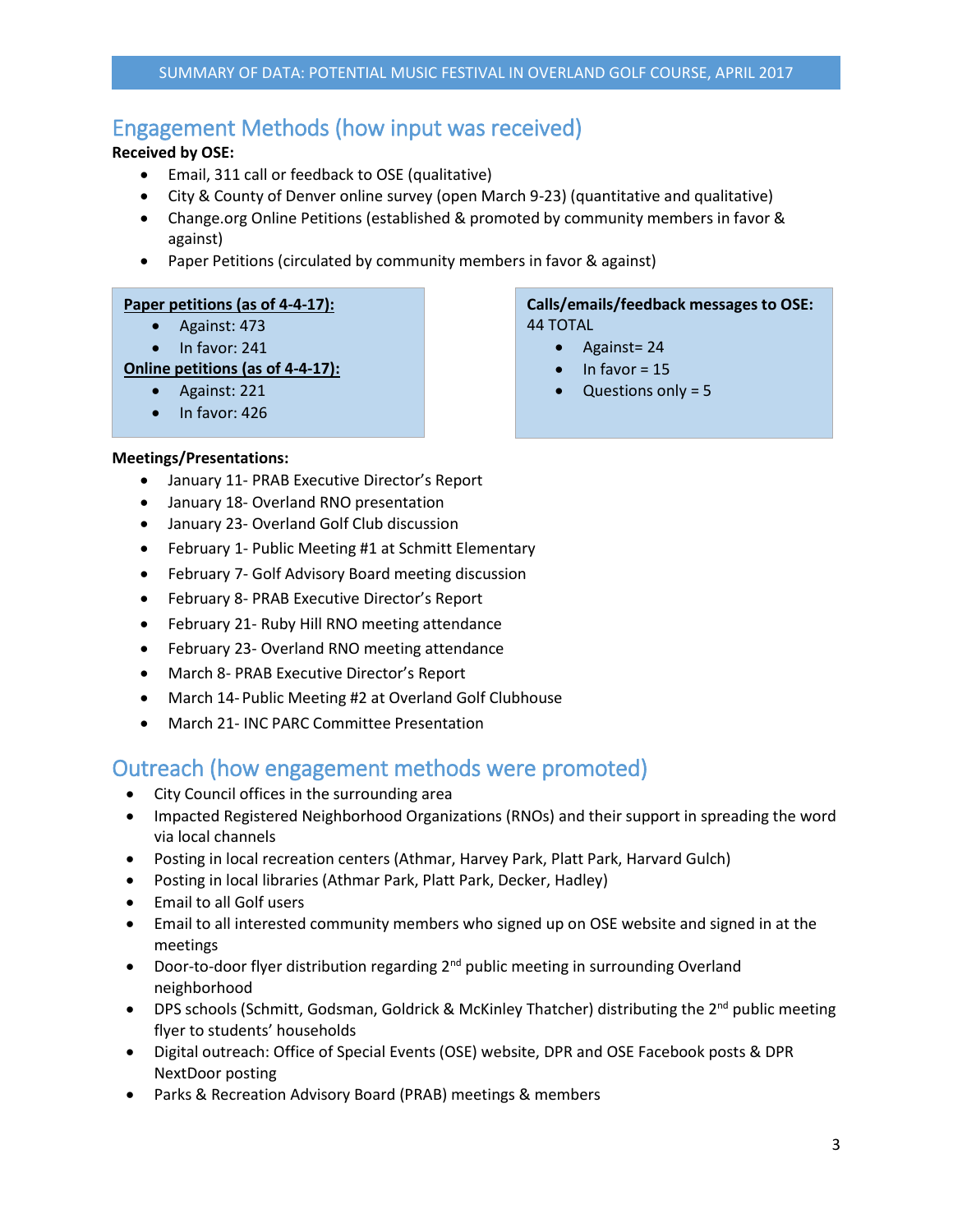## Engagement Methods (how input was received)

**Received by OSE:**

- Email, 311 call or feedback to OSE (qualitative)
- City & County of Denver online survey (open March 9-23) (quantitative and qualitative)
- Change.org Online Petitions (established & promoted by community members in favor & against)
- Paper Petitions (circulated by community members in favor & against)

**Paper petitions (as of 4-4-17):**

- Against: 473
- In favor: 241

**Online petitions (as of 4-4-17):**

- Against: 221
- In favor: 426

**Calls/emails/feedback messages to OSE:**
44 TOTAL

- Against= 24
- In favor = 15
- Questions only = 5

**Meetings/Presentations:**

- January 11- PRAB Executive Director's Report
- January 18- Overland RNO presentation
- January 23- Overland Golf Club discussion
- February 1- Public Meeting #1 at Schmitt Elementary
- February 7- Golf Advisory Board meeting discussion
- February 8- PRAB Executive Director's Report
- February 21- Ruby Hill RNO meeting attendance
- February 23- Overland RNO meeting attendance
- March 8- PRAB Executive Director's Report
- March 14- Public Meeting #2 at Overland Golf Clubhouse
- March 21- INC PARC Committee Presentation

## Outreach (how engagement methods were promoted)

- City Council offices in the surrounding area
- Impacted Registered Neighborhood Organizations (RNOs) and their support in spreading the word via local channels
- Posting in local recreation centers (Athmar, Harvey Park, Platt Park, Harvard Gulch)
- Posting in local libraries (Athmar Park, Platt Park, Decker, Hadley)
- Email to all Golf users
- Email to all interested community members who signed up on OSE website and signed in at the meetings
- Door-to-door flyer distribution regarding 2nd public meeting in surrounding Overland neighborhood
- DPS schools (Schmitt, Godsman, Goldrick & McKinley Thatcher) distributing the 2nd public meeting flyer to students' households
- Digital outreach: Office of Special Events (OSE) website, DPR and OSE Facebook posts & DPR NextDoor posting
- Parks & Recreation Advisory Board (PRAB) meetings & members